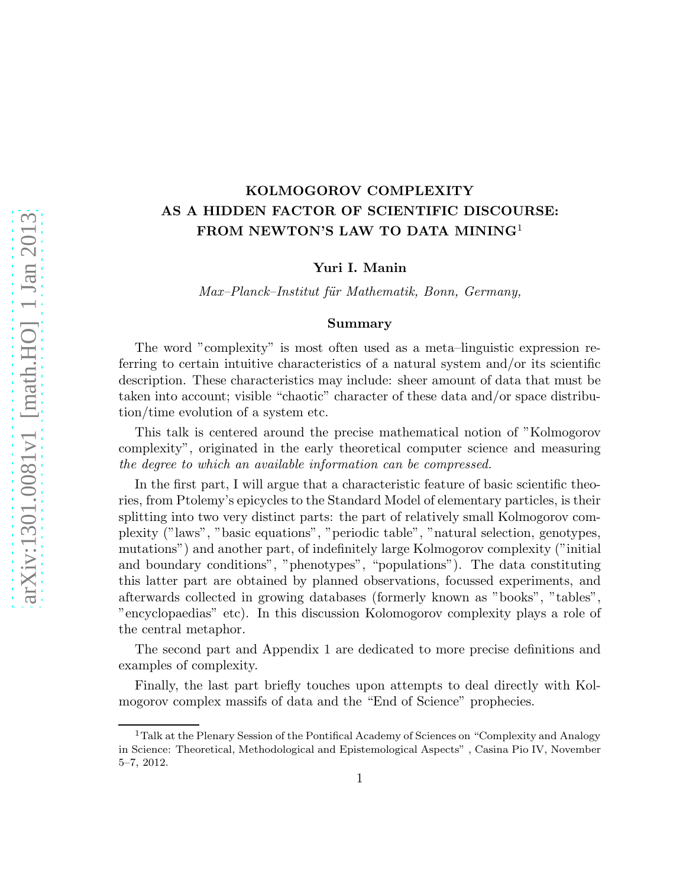# KOLMOGOROV COMPLEXITY AS A HIDDEN FACTOR OF SCIENTIFIC DISCOURSE: FROM NEWTON'S LAW TO DATA MINING[1]

**Yuri I. Manin**

*Max–Planck–Institut für Mathematik, Bonn, Germany,*

### Summary

The word "complexity" is most often used as a meta–linguistic expression referring to certain intuitive characteristics of a natural system and/or its scientific description. These characteristics may include: sheer amount of data that must be taken into account; visible "chaotic" character of these data and/or space distribution/time evolution of a system etc.

This talk is centered around the precise mathematical notion of "Kolmogorov complexity", originated in the early theoretical computer science and measuring *the degree to which an available information can be compressed.*

In the first part, I will argue that a characteristic feature of basic scientific theories, from Ptolemy's epicycles to the Standard Model of elementary particles, is their splitting into two very distinct parts: the part of relatively small Kolmogorov complexity ("laws", "basic equations", "periodic table", "natural selection, genotypes, mutations") and another part, of indefinitely large Kolmogorov complexity ("initial and boundary conditions", "phenotypes", "populations"). The data constituting this latter part are obtained by planned observations, focussed experiments, and afterwards collected in growing databases (formerly known as "books", "tables", "encyclopaedias" etc). In this discussion Kolomogorov complexity plays a role of the central metaphor.

The second part and Appendix 1 are dedicated to more precise definitions and examples of complexity.

Finally, the last part briefly touches upon attempts to deal directly with Kolmogorov complex massifs of data and the "End of Science" prophecies.

[1] Talk at the Plenary Session of the Pontifical Academy of Sciences on "Complexity and Analogy in Science: Theoretical, Methodological and Epistemological Aspects" , Casina Pio IV, November 5–7, 2012.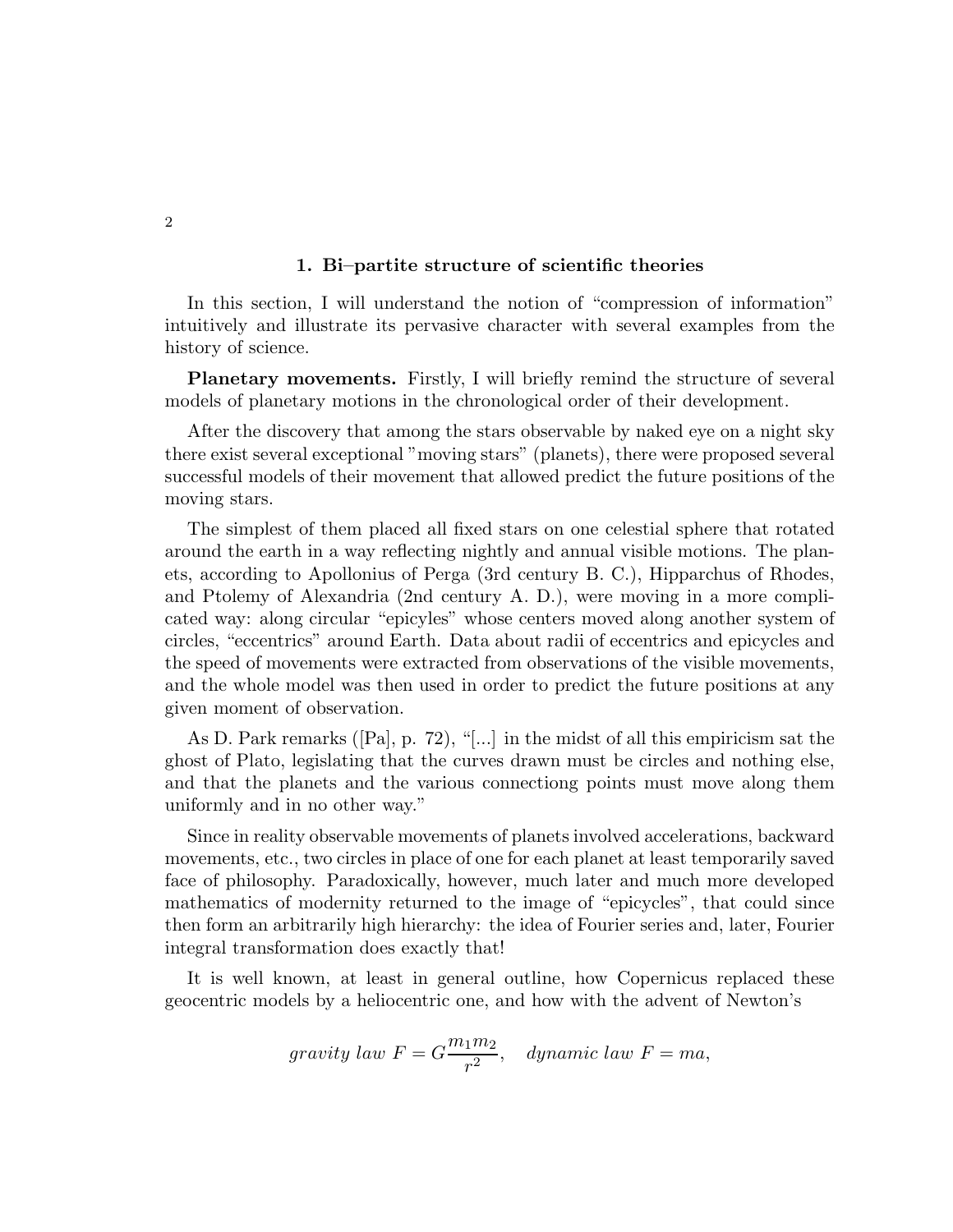## 1. Bi–partite structure of scientific theories

In this section, I will understand the notion of "compression of information" intuitively and illustrate its pervasive character with several examples from the history of science.

**Planetary movements.** Firstly, I will briefly remind the structure of several models of planetary motions in the chronological order of their development.

After the discovery that among the stars observable by naked eye on a night sky there exist several exceptional "moving stars" (planets), there were proposed several successful models of their movement that allowed predict the future positions of the moving stars.

The simplest of them placed all fixed stars on one celestial sphere that rotated around the earth in a way reflecting nightly and annual visible motions. The planets, according to Apollonius of Perga (3rd century B. C.), Hipparchus of Rhodes, and Ptolemy of Alexandria (2nd century A. D.), were moving in a more complicated way: along circular "epicyles" whose centers moved along another system of circles, "eccentrics" around Earth. Data about radii of eccentrics and epicycles and the speed of movements were extracted from observations of the visible movements, and the whole model was then used in order to predict the future positions at any given moment of observation.

As D. Park remarks ([Pa], p. 72), "[...] in the midst of all this empiricism sat the ghost of Plato, legislating that the curves drawn must be circles and nothing else, and that the planets and the various connectiong points must move along them uniformly and in no other way."

Since in reality observable movements of planets involved accelerations, backward movements, etc., two circles in place of one for each planet at least temporarily saved face of philosophy. Paradoxically, however, much later and much more developed mathematics of modernity returned to the image of "epicycles", that could since then form an arbitrarily high hierarchy: the idea of Fourier series and, later, Fourier integral transformation does exactly that!

It is well known, at least in general outline, how Copernicus replaced these geocentric models by a heliocentric one, and how with the advent of Newton's

$$\textit{gravity law } F = G\frac{m_1 m_2}{r^2}, \quad \textit{dynamic law } F = ma,$$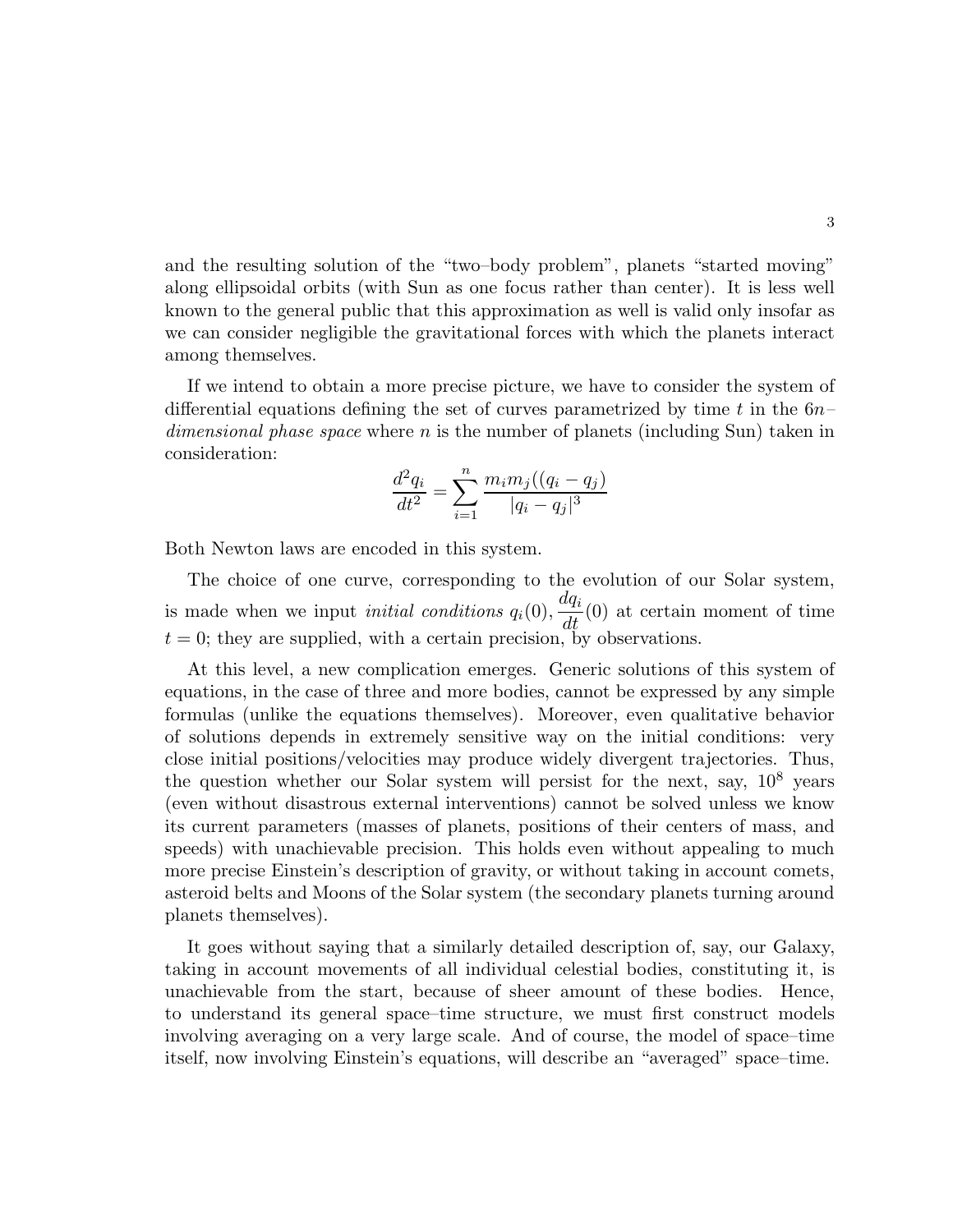and the resulting solution of the "two–body problem", planets "started moving" along ellipsoidal orbits (with Sun as one focus rather than center). It is less well known to the general public that this approximation as well is valid only insofar as we can consider negligible the gravitational forces with which the planets interact among themselves.

If we intend to obtain a more precise picture, we have to consider the system of differential equations defining the set of curves parametrized by time $t$ in the $6n$–*dimensional phase space* where $n$ is the number of planets (including Sun) taken in consideration:

$$\frac{d^2 q_i}{dt^2} = \sum_{i=1}^{n} \frac{m_i m_j ((q_i - q_j)}{|q_i - q_j|^3}$$

Both Newton laws are encoded in this system.

The choice of one curve, corresponding to the evolution of our Solar system, is made when we input *initial conditions* $q_i(0), \dfrac{dq_i}{dt}(0)$ at certain moment of time $t = 0$; they are supplied, with a certain precision, by observations.

At this level, a new complication emerges. Generic solutions of this system of equations, in the case of three and more bodies, cannot be expressed by any simple formulas (unlike the equations themselves). Moreover, even qualitative behavior of solutions depends in extremely sensitive way on the initial conditions: very close initial positions/velocities may produce widely divergent trajectories. Thus, the question whether our Solar system will persist for the next, say, $10^8$ years (even without disastrous external interventions) cannot be solved unless we know its current parameters (masses of planets, positions of their centers of mass, and speeds) with unachievable precision. This holds even without appealing to much more precise Einstein's description of gravity, or without taking in account comets, asteroid belts and Moons of the Solar system (the secondary planets turning around planets themselves).

It goes without saying that a similarly detailed description of, say, our Galaxy, taking in account movements of all individual celestial bodies, constituting it, is unachievable from the start, because of sheer amount of these bodies. Hence, to understand its general space–time structure, we must first construct models involving averaging on a very large scale. And of course, the model of space–time itself, now involving Einstein's equations, will describe an "averaged" space–time.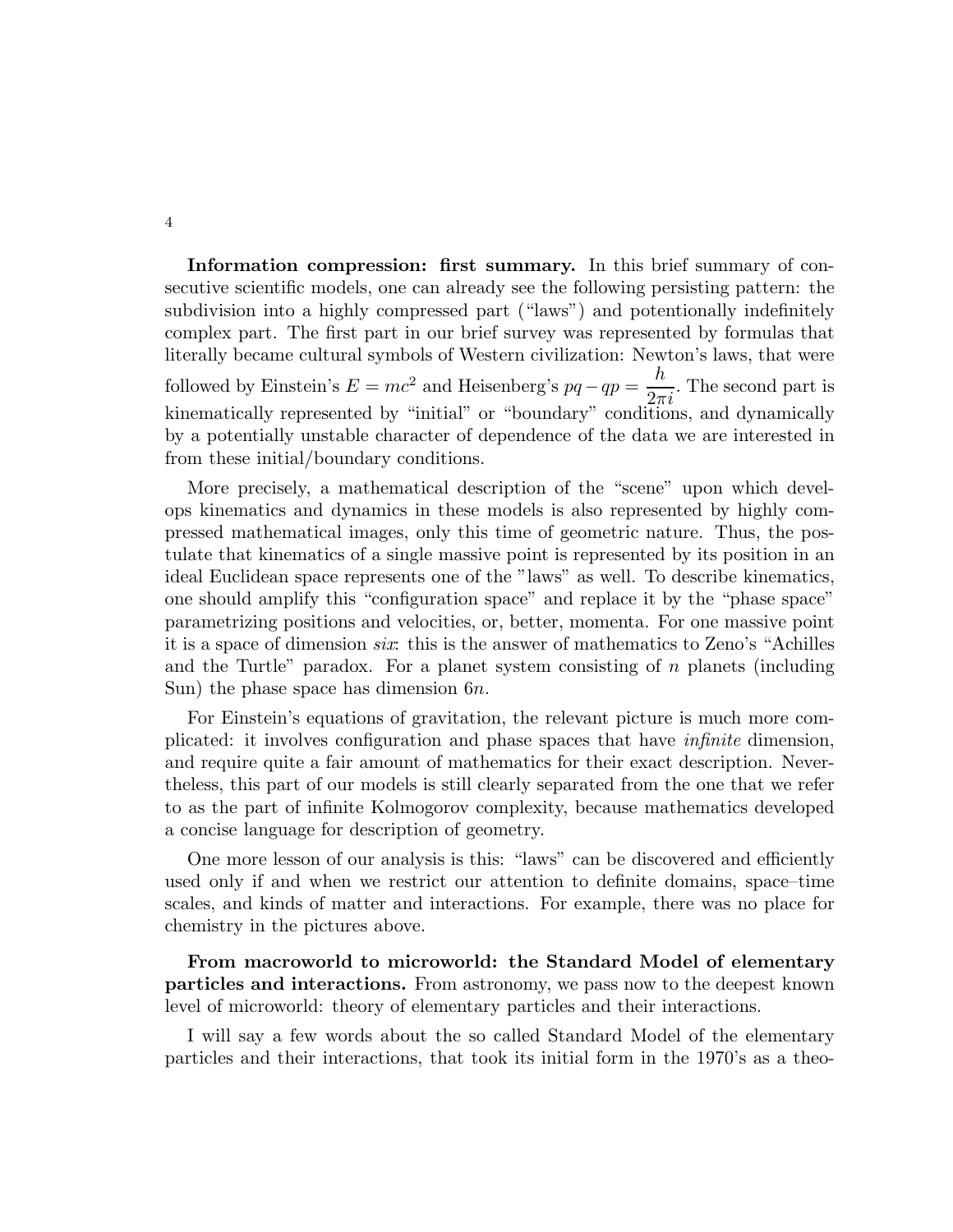**Information compression: first summary.** In this brief summary of consecutive scientific models, one can already see the following persisting pattern: the subdivision into a highly compressed part ("laws") and potentionally indefinitely complex part. The first part in our brief survey was represented by formulas that literally became cultural symbols of Western civilization: Newton's laws, that were followed by Einstein's $E = mc^2$ and Heisenberg's $pq - qp = \dfrac{h}{2\pi i}$. The second part is kinematically represented by "initial" or "boundary" conditions, and dynamically by a potentially unstable character of dependence of the data we are interested in from these initial/boundary conditions.

More precisely, a mathematical description of the "scene" upon which develops kinematics and dynamics in these models is also represented by highly compressed mathematical images, only this time of geometric nature. Thus, the postulate that kinematics of a single massive point is represented by its position in an ideal Euclidean space represents one of the "laws" as well. To describe kinematics, one should amplify this "configuration space" and replace it by the "phase space" parametrizing positions and velocities, or, better, momenta. For one massive point it is a space of dimension *six*: this is the answer of mathematics to Zeno's "Achilles and the Turtle" paradox. For a planet system consisting of $n$ planets (including Sun) the phase space has dimension $6n$.

For Einstein's equations of gravitation, the relevant picture is much more complicated: it involves configuration and phase spaces that have *infinite* dimension, and require quite a fair amount of mathematics for their exact description. Nevertheless, this part of our models is still clearly separated from the one that we refer to as the part of infinite Kolmogorov complexity, because mathematics developed a concise language for description of geometry.

One more lesson of our analysis is this: "laws" can be discovered and efficiently used only if and when we restrict our attention to definite domains, space–time scales, and kinds of matter and interactions. For example, there was no place for chemistry in the pictures above.

**From macroworld to microworld: the Standard Model of elementary particles and interactions.** From astronomy, we pass now to the deepest known level of microworld: theory of elementary particles and their interactions.

I will say a few words about the so called Standard Model of the elementary particles and their interactions, that took its initial form in the 1970's as a theo-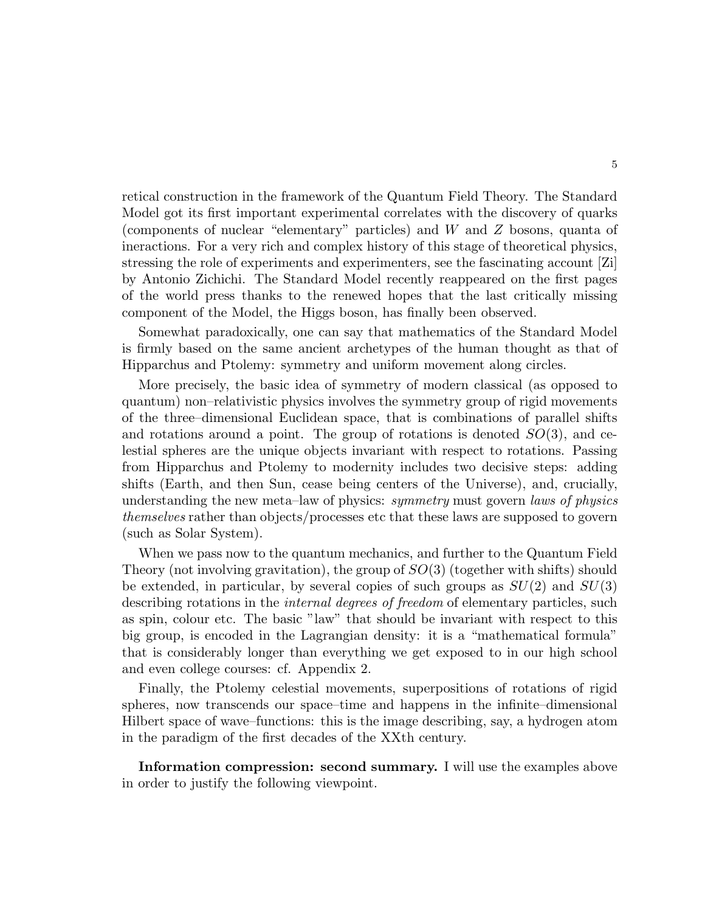retical construction in the framework of the Quantum Field Theory. The Standard Model got its first important experimental correlates with the discovery of quarks (components of nuclear "elementary" particles) and $W$ and $Z$ bosons, quanta of ineractions. For a very rich and complex history of this stage of theoretical physics, stressing the role of experiments and experimenters, see the fascinating account [Zi] by Antonio Zichichi. The Standard Model recently reappeared on the first pages of the world press thanks to the renewed hopes that the last critically missing component of the Model, the Higgs boson, has finally been observed.

Somewhat paradoxically, one can say that mathematics of the Standard Model is firmly based on the same ancient archetypes of the human thought as that of Hipparchus and Ptolemy: symmetry and uniform movement along circles.

More precisely, the basic idea of symmetry of modern classical (as opposed to quantum) non–relativistic physics involves the symmetry group of rigid movements of the three–dimensional Euclidean space, that is combinations of parallel shifts and rotations around a point. The group of rotations is denoted $SO(3)$, and celestial spheres are the unique objects invariant with respect to rotations. Passing from Hipparchus and Ptolemy to modernity includes two decisive steps: adding shifts (Earth, and then Sun, cease being centers of the Universe), and, crucially, understanding the new meta–law of physics: *symmetry* must govern *laws of physics themselves* rather than objects/processes etc that these laws are supposed to govern (such as Solar System).

When we pass now to the quantum mechanics, and further to the Quantum Field Theory (not involving gravitation), the group of $SO(3)$ (together with shifts) should be extended, in particular, by several copies of such groups as $SU(2)$ and $SU(3)$ describing rotations in the *internal degrees of freedom* of elementary particles, such as spin, colour etc. The basic "law" that should be invariant with respect to this big group, is encoded in the Lagrangian density: it is a "mathematical formula" that is considerably longer than everything we get exposed to in our high school and even college courses: cf. Appendix 2.

Finally, the Ptolemy celestial movements, superpositions of rotations of rigid spheres, now transcends our space–time and happens in the infinite–dimensional Hilbert space of wave–functions: this is the image describing, say, a hydrogen atom in the paradigm of the first decades of the XXth century.

**Information compression: second summary.** I will use the examples above in order to justify the following viewpoint.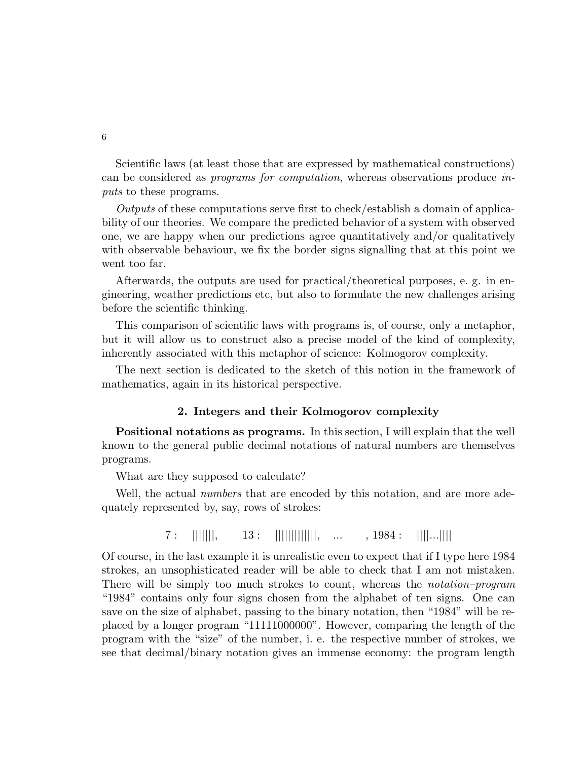Scientific laws (at least those that are expressed by mathematical constructions) can be considered as *programs for computation*, whereas observations produce *inputs* to these programs.

*Outputs* of these computations serve first to check/establish a domain of applicability of our theories. We compare the predicted behavior of a system with observed one, we are happy when our predictions agree quantitatively and/or qualitatively with observable behaviour, we fix the border signs signalling that at this point we went too far.

Afterwards, the outputs are used for practical/theoretical purposes, e. g. in engineering, weather predictions etc, but also to formulate the new challenges arising before the scientific thinking.

This comparison of scientific laws with programs is, of course, only a metaphor, but it will allow us to construct also a precise model of the kind of complexity, inherently associated with this metaphor of science: Kolmogorov complexity.

The next section is dedicated to the sketch of this notion in the framework of mathematics, again in its historical perspective.

## 2. Integers and their Kolmogorov complexity

**Positional notations as programs.** In this section, I will explain that the well known to the general public decimal notations of natural numbers are themselves programs.

What are they supposed to calculate?

Well, the actual *numbers* that are encoded by this notation, and are more adequately represented by, say, rows of strokes:

$$7: \quad |||||||, \qquad 13: \quad |||||||||||||, \quad \dots \qquad , 1984: \quad ||||...||||$$

Of course, in the last example it is unrealistic even to expect that if I type here 1984 strokes, an unsophisticated reader will be able to check that I am not mistaken. There will be simply too much strokes to count, whereas the *notation–program* "1984" contains only four signs chosen from the alphabet of ten signs. One can save on the size of alphabet, passing to the binary notation, then "1984" will be replaced by a longer program "11111000000". However, comparing the length of the program with the "size" of the number, i. e. the respective number of strokes, we see that decimal/binary notation gives an immense economy: the program length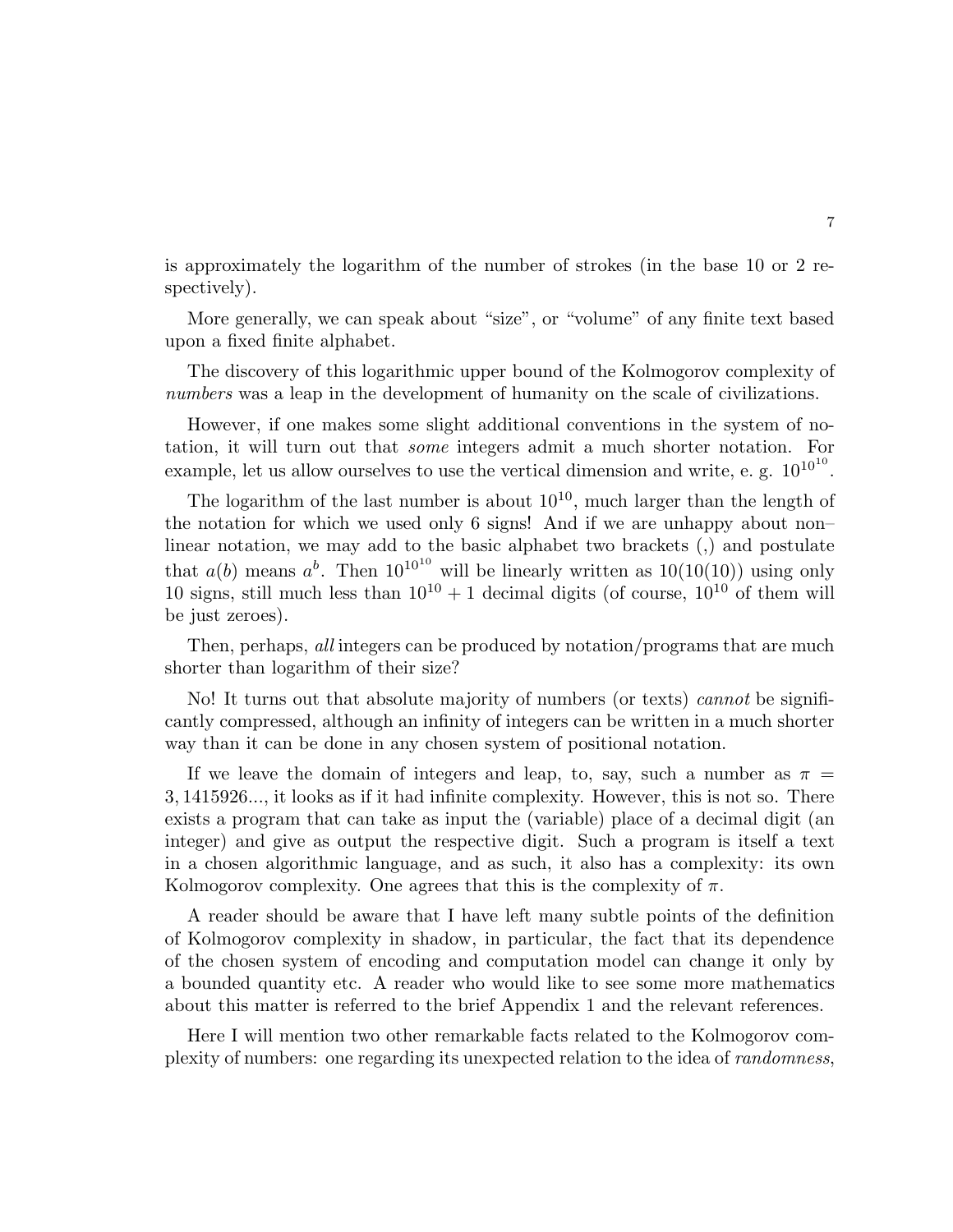is approximately the logarithm of the number of strokes (in the base 10 or 2 respectively).

More generally, we can speak about "size", or "volume" of any finite text based upon a fixed finite alphabet.

The discovery of this logarithmic upper bound of the Kolmogorov complexity of *numbers* was a leap in the development of humanity on the scale of civilizations.

However, if one makes some slight additional conventions in the system of notation, it will turn out that *some* integers admit a much shorter notation. For example, let us allow ourselves to use the vertical dimension and write, e. g. $10^{10^{10}}$.

The logarithm of the last number is about $10^{10}$, much larger than the length of the notation for which we used only 6 signs! And if we are unhappy about non–linear notation, we may add to the basic alphabet two brackets (,) and postulate that $a(b)$ means $a^b$. Then $10^{10^{10}}$ will be linearly written as 10(10(10)) using only 10 signs, still much less than $10^{10}+1$ decimal digits (of course, $10^{10}$ of them will be just zeroes).

Then, perhaps, *all* integers can be produced by notation/programs that are much shorter than logarithm of their size?

No! It turns out that absolute majority of numbers (or texts) *cannot* be significantly compressed, although an infinity of integers can be written in a much shorter way than it can be done in any chosen system of positional notation.

If we leave the domain of integers and leap, to, say, such a number as $\pi = 3,1415926...$, it looks as if it had infinite complexity. However, this is not so. There exists a program that can take as input the (variable) place of a decimal digit (an integer) and give as output the respective digit. Such a program is itself a text in a chosen algorithmic language, and as such, it also has a complexity: its own Kolmogorov complexity. One agrees that this is the complexity of $\pi$.

A reader should be aware that I have left many subtle points of the definition of Kolmogorov complexity in shadow, in particular, the fact that its dependence of the chosen system of encoding and computation model can change it only by a bounded quantity etc. A reader who would like to see some more mathematics about this matter is referred to the brief Appendix 1 and the relevant references.

Here I will mention two other remarkable facts related to the Kolmogorov complexity of numbers: one regarding its unexpected relation to the idea of *randomness*,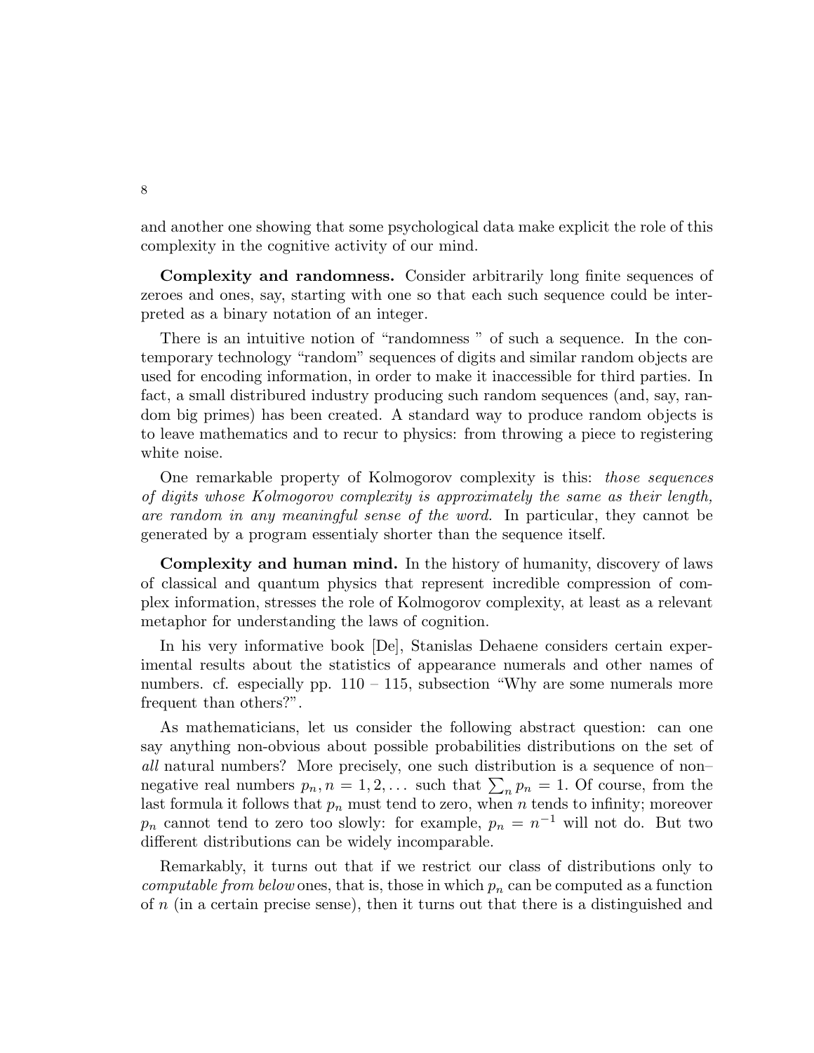and another one showing that some psychological data make explicit the role of this complexity in the cognitive activity of our mind.

**Complexity and randomness.** Consider arbitrarily long finite sequences of zeroes and ones, say, starting with one so that each such sequence could be interpreted as a binary notation of an integer.

There is an intuitive notion of "randomness " of such a sequence. In the contemporary technology "random" sequences of digits and similar random objects are used for encoding information, in order to make it inaccessible for third parties. In fact, a small distribured industry producing such random sequences (and, say, random big primes) has been created. A standard way to produce random objects is to leave mathematics and to recur to physics: from throwing a piece to registering white noise.

One remarkable property of Kolmogorov complexity is this: *those sequences of digits whose Kolmogorov complexity is approximately the same as their length, are random in any meaningful sense of the word.* In particular, they cannot be generated by a program essentialy shorter than the sequence itself.

**Complexity and human mind.** In the history of humanity, discovery of laws of classical and quantum physics that represent incredible compression of complex information, stresses the role of Kolmogorov complexity, at least as a relevant metaphor for understanding the laws of cognition.

In his very informative book [De], Stanislas Dehaene considers certain experimental results about the statistics of appearance numerals and other names of numbers. cf. especially pp. 110 – 115, subsection "Why are some numerals more frequent than others?".

As mathematicians, let us consider the following abstract question: can one say anything non-obvious about possible probabilities distributions on the set of *all* natural numbers? More precisely, one such distribution is a sequence of non–negative real numbers $p_n, n = 1, 2, \dots$ such that $\sum_n p_n = 1$. Of course, from the last formula it follows that $p_n$ must tend to zero, when $n$ tends to infinity; moreover $p_n$ cannot tend to zero too slowly: for example, $p_n = n^{-1}$ will not do. But two different distributions can be widely incomparable.

Remarkably, it turns out that if we restrict our class of distributions only to *computable from below* ones, that is, those in which $p_n$ can be computed as a function of $n$ (in a certain precise sense), then it turns out that there is a distinguished and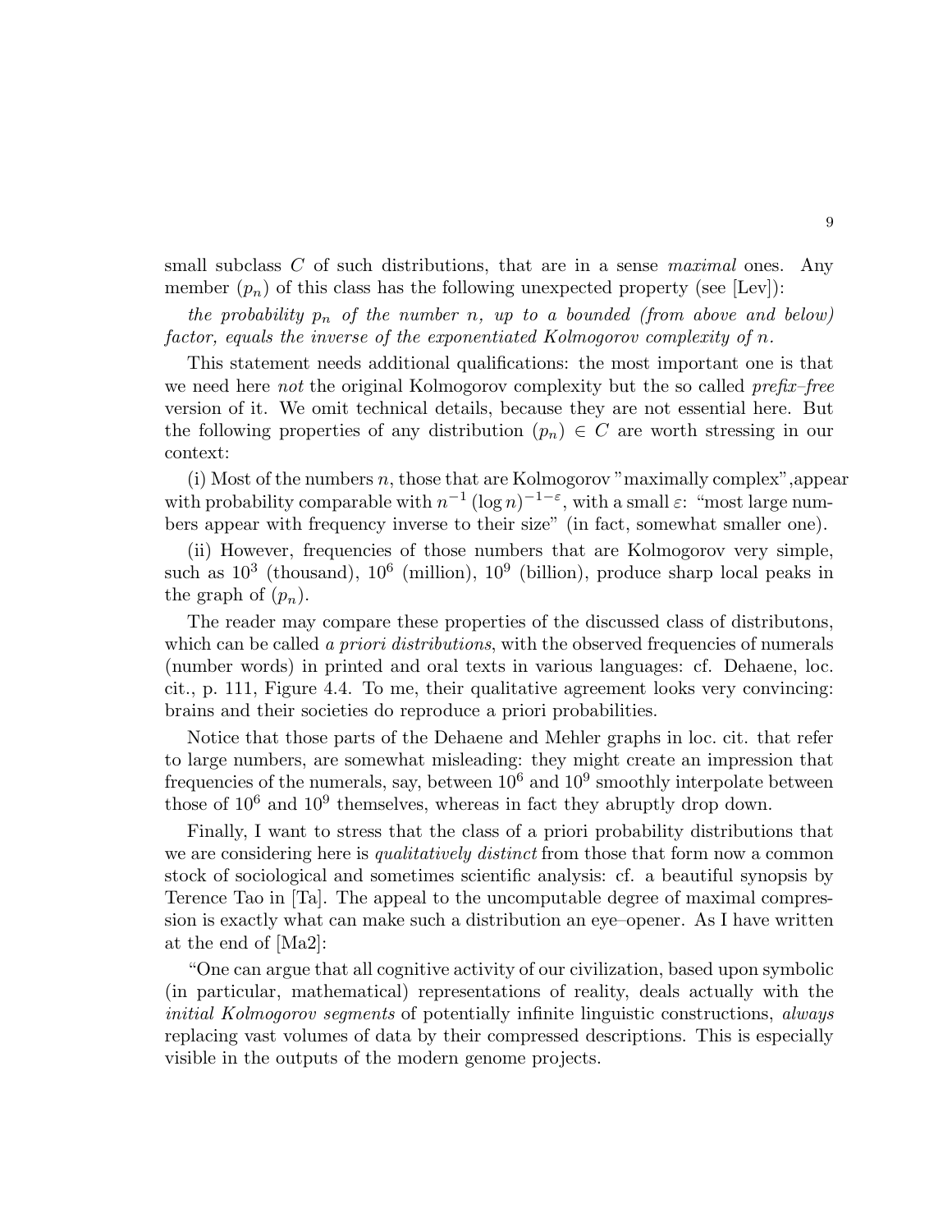small subclass $C$ of such distributions, that are in a sense *maximal* ones. Any member $(p_n)$ of this class has the following unexpected property (see [Lev]):

*the probability $p_n$ of the number $n$, up to a bounded (from above and below) factor, equals the inverse of the exponentiated Kolmogorov complexity of $n$.*

This statement needs additional qualifications: the most important one is that we need here *not* the original Kolmogorov complexity but the so called *prefix–free* version of it. We omit technical details, because they are not essential here. But the following properties of any distribution $(p_n) \in C$ are worth stressing in our context:

(i) Most of the numbers $n$, those that are Kolmogorov "maximally complex",appear with probability comparable with $n^{-1} (\log n)^{-1-\varepsilon}$, with a small $\varepsilon$: "most large numbers appear with frequency inverse to their size" (in fact, somewhat smaller one).

(ii) However, frequencies of those numbers that are Kolmogorov very simple, such as $10^3$ (thousand), $10^6$ (million), $10^9$ (billion), produce sharp local peaks in the graph of $(p_n)$.

The reader may compare these properties of the discussed class of distributons, which can be called *a priori distributions*, with the observed frequencies of numerals (number words) in printed and oral texts in various languages: cf. Dehaene, loc. cit., p. 111, Figure 4.4. To me, their qualitative agreement looks very convincing: brains and their societies do reproduce a priori probabilities.

Notice that those parts of the Dehaene and Mehler graphs in loc. cit. that refer to large numbers, are somewhat misleading: they might create an impression that frequencies of the numerals, say, between $10^6$ and $10^9$ smoothly interpolate between those of $10^6$ and $10^9$ themselves, whereas in fact they abruptly drop down.

Finally, I want to stress that the class of a priori probability distributions that we are considering here is *qualitatively distinct* from those that form now a common stock of sociological and sometimes scientific analysis: cf. a beautiful synopsis by Terence Tao in [Ta]. The appeal to the uncomputable degree of maximal compression is exactly what can make such a distribution an eye–opener. As I have written at the end of [Ma2]:

"One can argue that all cognitive activity of our civilization, based upon symbolic (in particular, mathematical) representations of reality, deals actually with the *initial Kolmogorov segments* of potentially infinite linguistic constructions, *always* replacing vast volumes of data by their compressed descriptions. This is especially visible in the outputs of the modern genome projects.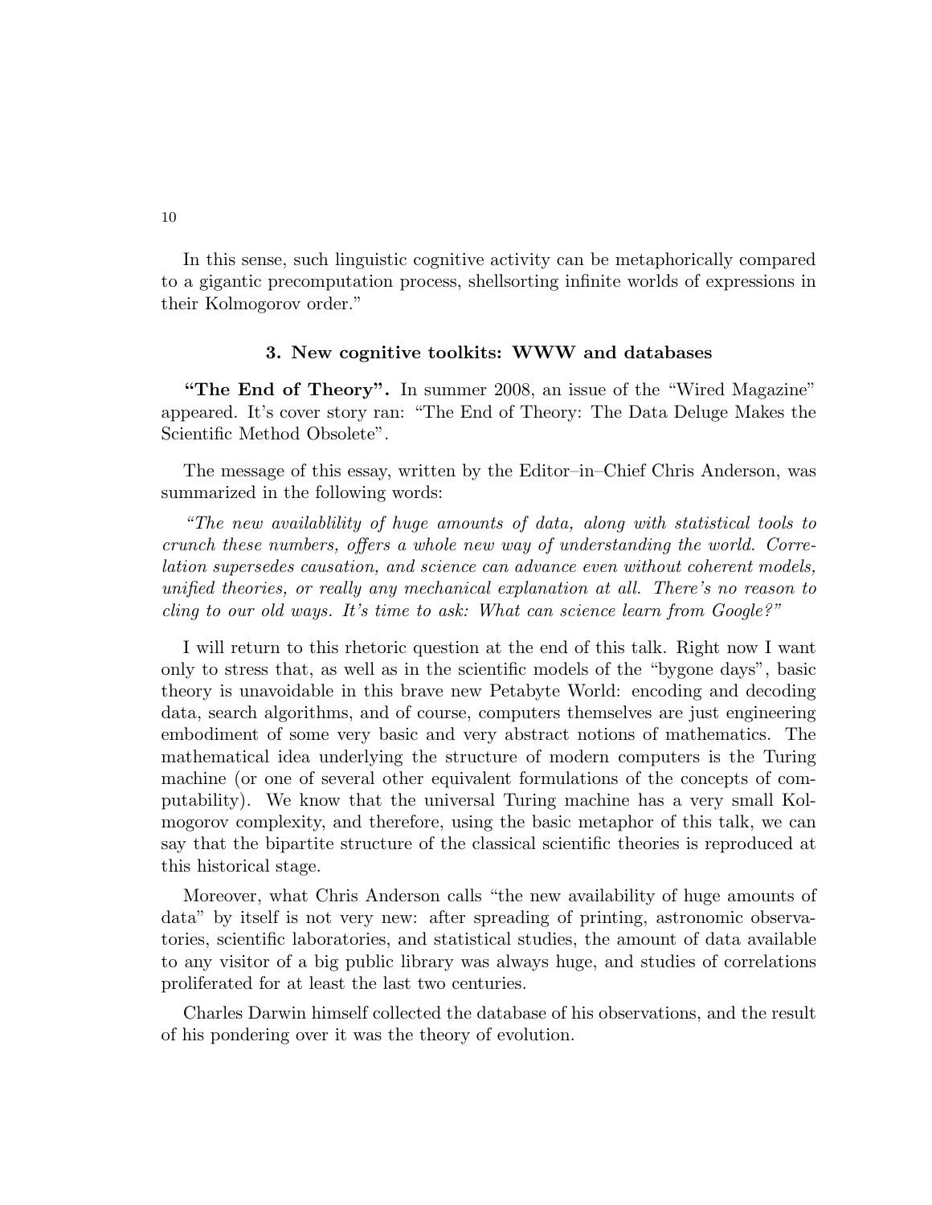In this sense, such linguistic cognitive activity can be metaphorically compared to a gigantic precomputation process, shellsorting infinite worlds of expressions in their Kolmogorov order."

### 3. New cognitive toolkits: WWW and databases

**"The End of Theory".** In summer 2008, an issue of the "Wired Magazine" appeared. It's cover story ran: "The End of Theory: The Data Deluge Makes the Scientific Method Obsolete".

The message of this essay, written by the Editor–in–Chief Chris Anderson, was summarized in the following words:

*"The new availablility of huge amounts of data, along with statistical tools to crunch these numbers, offers a whole new way of understanding the world. Correlation supersedes causation, and science can advance even without coherent models, unified theories, or really any mechanical explanation at all. There's no reason to cling to our old ways. It's time to ask: What can science learn from Google?"*

I will return to this rhetoric question at the end of this talk. Right now I want only to stress that, as well as in the scientific models of the "bygone days", basic theory is unavoidable in this brave new Petabyte World: encoding and decoding data, search algorithms, and of course, computers themselves are just engineering embodiment of some very basic and very abstract notions of mathematics. The mathematical idea underlying the structure of modern computers is the Turing machine (or one of several other equivalent formulations of the concepts of computability). We know that the universal Turing machine has a very small Kolmogorov complexity, and therefore, using the basic metaphor of this talk, we can say that the bipartite structure of the classical scientific theories is reproduced at this historical stage.

Moreover, what Chris Anderson calls "the new availability of huge amounts of data" by itself is not very new: after spreading of printing, astronomic observatories, scientific laboratories, and statistical studies, the amount of data available to any visitor of a big public library was always huge, and studies of correlations proliferated for at least the last two centuries.

Charles Darwin himself collected the database of his observations, and the result of his pondering over it was the theory of evolution.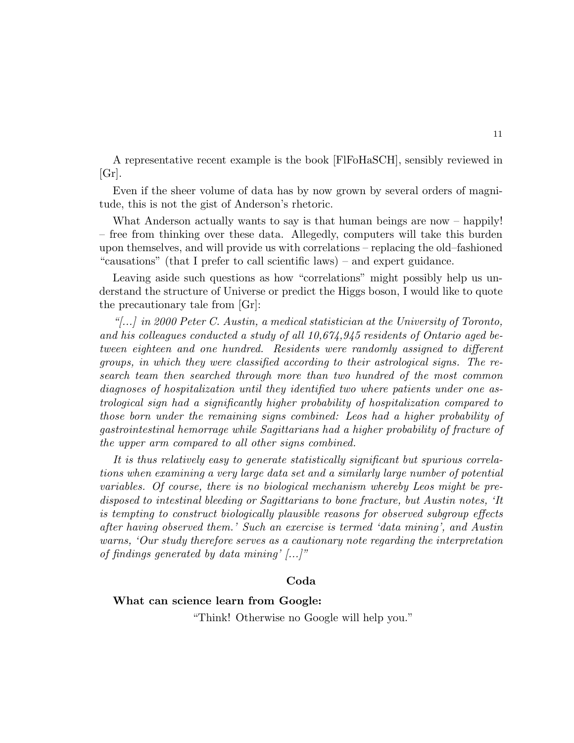A representative recent example is the book [FlFoHaSCH], sensibly reviewed in [Gr].

Even if the sheer volume of data has by now grown by several orders of magnitude, this is not the gist of Anderson's rhetoric.

What Anderson actually wants to say is that human beings are now – happily! – free from thinking over these data. Allegedly, computers will take this burden upon themselves, and will provide us with correlations – replacing the old–fashioned "causations" (that I prefer to call scientific laws) – and expert guidance.

Leaving aside such questions as how "correlations" might possibly help us understand the structure of Universe or predict the Higgs boson, I would like to quote the precautionary tale from [Gr]:

*"[...] in 2000 Peter C. Austin, a medical statistician at the University of Toronto, and his colleagues conducted a study of all 10,674,945 residents of Ontario aged between eighteen and one hundred. Residents were randomly assigned to different groups, in which they were classified according to their astrological signs. The research team then searched through more than two hundred of the most common diagnoses of hospitalization until they identified two where patients under one astrological sign had a significantly higher probability of hospitalization compared to those born under the remaining signs combined: Leos had a higher probability of gastrointestinal hemorrage while Sagittarians had a higher probability of fracture of the upper arm compared to all other signs combined.*

*It is thus relatively easy to generate statistically significant but spurious correlations when examining a very large data set and a similarly large number of potential variables. Of course, there is no biological mechanism whereby Leos might be predisposed to intestinal bleeding or Sagittarians to bone fracture, but Austin notes, 'It is tempting to construct biologically plausible reasons for observed subgroup effects after having observed them.' Such an exercise is termed 'data mining', and Austin warns, 'Our study therefore serves as a cautionary note regarding the interpretation of findings generated by data mining' [...]"*

## Coda

**What can science learn from Google:**

"Think! Otherwise no Google will help you."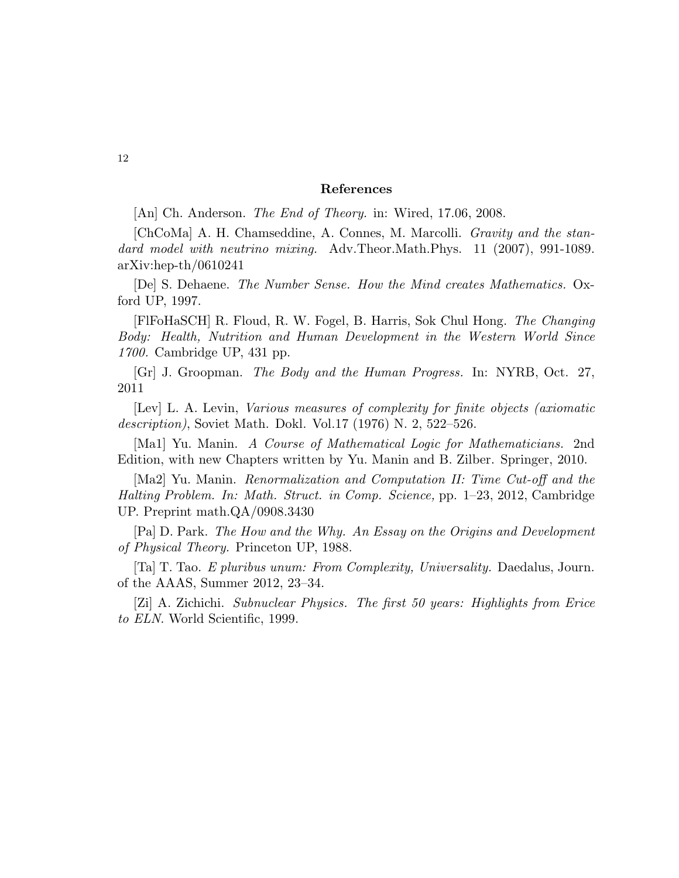## References

[An] Ch. Anderson. *The End of Theory.* in: Wired, 17.06, 2008.

[ChCoMa] A. H. Chamseddine, A. Connes, M. Marcolli. *Gravity and the standard model with neutrino mixing.* Adv.Theor.Math.Phys. 11 (2007), 991-1089. arXiv:hep-th/0610241

[De] S. Dehaene. *The Number Sense. How the Mind creates Mathematics.* Oxford UP, 1997.

[FlFoHaSCH] R. Floud, R. W. Fogel, B. Harris, Sok Chul Hong. *The Changing Body: Health, Nutrition and Human Development in the Western World Since 1700.* Cambridge UP, 431 pp.

[Gr] J. Groopman. *The Body and the Human Progress.* In: NYRB, Oct. 27, 2011

[Lev] L. A. Levin, *Various measures of complexity for finite objects (axiomatic description)*, Soviet Math. Dokl. Vol.17 (1976) N. 2, 522–526.

[Ma1] Yu. Manin. *A Course of Mathematical Logic for Mathematicians.* 2nd Edition, with new Chapters written by Yu. Manin and B. Zilber. Springer, 2010.

[Ma2] Yu. Manin. *Renormalization and Computation II: Time Cut-off and the Halting Problem. In: Math. Struct. in Comp. Science,* pp. 1–23, 2012, Cambridge UP. Preprint math.QA/0908.3430

[Pa] D. Park. *The How and the Why. An Essay on the Origins and Development of Physical Theory.* Princeton UP, 1988.

[Ta] T. Tao. *E pluribus unum: From Complexity, Universality.* Daedalus, Journ. of the AAAS, Summer 2012, 23–34.

[Zi] A. Zichichi. *Subnuclear Physics. The first 50 years: Highlights from Erice to ELN.* World Scientific, 1999.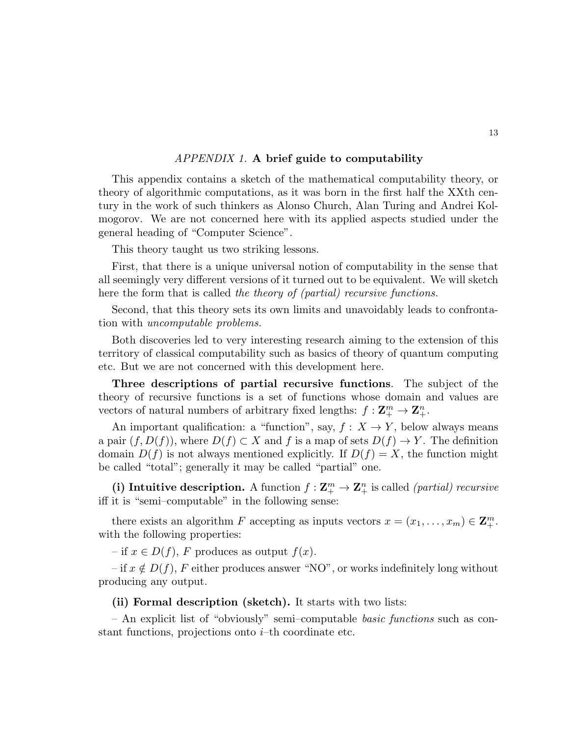## *APPENDIX 1.* **A brief guide to computability**

This appendix contains a sketch of the mathematical computability theory, or theory of algorithmic computations, as it was born in the first half the XXth century in the work of such thinkers as Alonso Church, Alan Turing and Andrei Kolmogorov. We are not concerned here with its applied aspects studied under the general heading of "Computer Science".

This theory taught us two striking lessons.

First, that there is a unique universal notion of computability in the sense that all seemingly very different versions of it turned out to be equivalent. We will sketch here the form that is called *the theory of (partial) recursive functions.*

Second, that this theory sets its own limits and unavoidably leads to confrontation with *uncomputable problems.*

Both discoveries led to very interesting research aiming to the extension of this territory of classical computability such as basics of theory of quantum computing etc. But we are not concerned with this development here.

**Three descriptions of partial recursive functions**. The subject of the theory of recursive functions is a set of functions whose domain and values are vectors of natural numbers of arbitrary fixed lengths: $f : \mathbf{Z}_+^m \to \mathbf{Z}_+^n$.

An important qualification: a "function", say, $f : X \to Y$, below always means a pair $(f, D(f))$, where $D(f) \subset X$ and $f$ is a map of sets $D(f) \to Y$. The definition domain $D(f)$ is not always mentioned explicitly. If $D(f) = X$, the function might be called "total"; generally it may be called "partial" one.

**(i) Intuitive description.** A function $f : \mathbf{Z}_+^m \to \mathbf{Z}_+^n$ is called *(partial) recursive* iff it is "semi–computable" in the following sense:

there exists an algorithm $F$ accepting as inputs vectors $x = (x_1, \dots, x_m) \in \mathbf{Z}_+^m$. with the following properties:

– if $x \in D(f)$, $F$ produces as output $f(x)$.

– if $x \notin D(f)$, $F$ either produces answer "NO", or works indefinitely long without producing any output.

**(ii) Formal description (sketch).** It starts with two lists:

– An explicit list of "obviously" semi–computable *basic functions* such as constant functions, projections onto $i$–th coordinate etc.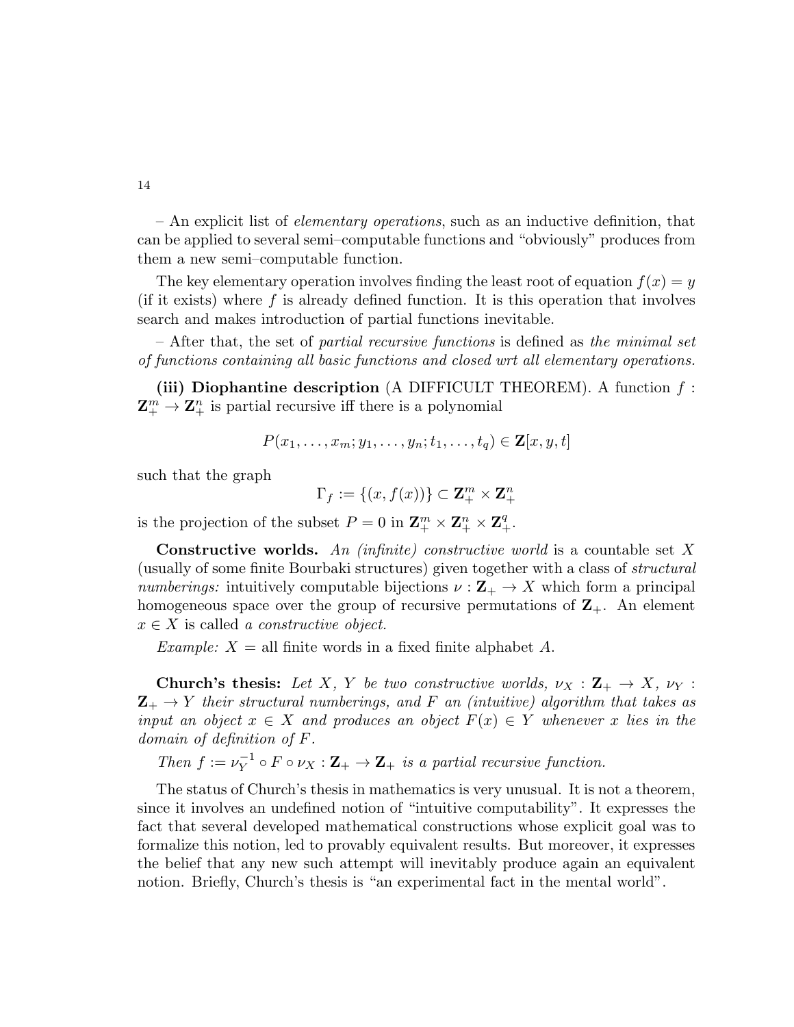– An explicit list of *elementary operations*, such as an inductive definition, that can be applied to several semi–computable functions and "obviously" produces from them a new semi–computable function.

The key elementary operation involves finding the least root of equation $f(x) = y$ (if it exists) where $f$ is already defined function. It is this operation that involves search and makes introduction of partial functions inevitable.

– After that, the set of *partial recursive functions* is defined as *the minimal set of functions containing all basic functions and closed wrt all elementary operations.*

**(iii) Diophantine description** (A DIFFICULT THEOREM). A function $f : \mathbf{Z}_+^m \to \mathbf{Z}_+^n$ is partial recursive iff there is a polynomial

$$P(x_1, \dots, x_m; y_1, \dots, y_n; t_1, \dots, t_q) \in \mathbf{Z}[x, y, t]$$

such that the graph

$$\Gamma_f := \{(x, f(x))\} \subset \mathbf{Z}_+^m \times \mathbf{Z}_+^n$$

is the projection of the subset $P = 0$ in $\mathbf{Z}_+^m \times \mathbf{Z}_+^n \times \mathbf{Z}_+^q$.

**Constructive worlds.** *An (infinite) constructive world* is a countable set $X$ (usually of some finite Bourbaki structures) given together with a class of *structural numberings:* intuitively computable bijections $\nu : \mathbf{Z}_+ \to X$ which form a principal homogeneous space over the group of recursive permutations of $\mathbf{Z}_+$. An element $x \in X$ is called *a constructive object.*

*Example:* $X =$ all finite words in a fixed finite alphabet $A$.

**Church's thesis:** *Let $X$, $Y$ be two constructive worlds, $\nu_X : \mathbf{Z}_+ \to X$, $\nu_Y : \mathbf{Z}_+ \to Y$ their structural numberings, and $F$ an (intuitive) algorithm that takes as input an object $x \in X$ and produces an object $F(x) \in Y$ whenever $x$ lies in the domain of definition of $F$.*

*Then $f := \nu_Y^{-1} \circ F \circ \nu_X : \mathbf{Z}_+ \to \mathbf{Z}_+$ is a partial recursive function.*

The status of Church's thesis in mathematics is very unusual. It is not a theorem, since it involves an undefined notion of "intuitive computability". It expresses the fact that several developed mathematical constructions whose explicit goal was to formalize this notion, led to provably equivalent results. But moreover, it expresses the belief that any new such attempt will inevitably produce again an equivalent notion. Briefly, Church's thesis is "an experimental fact in the mental world".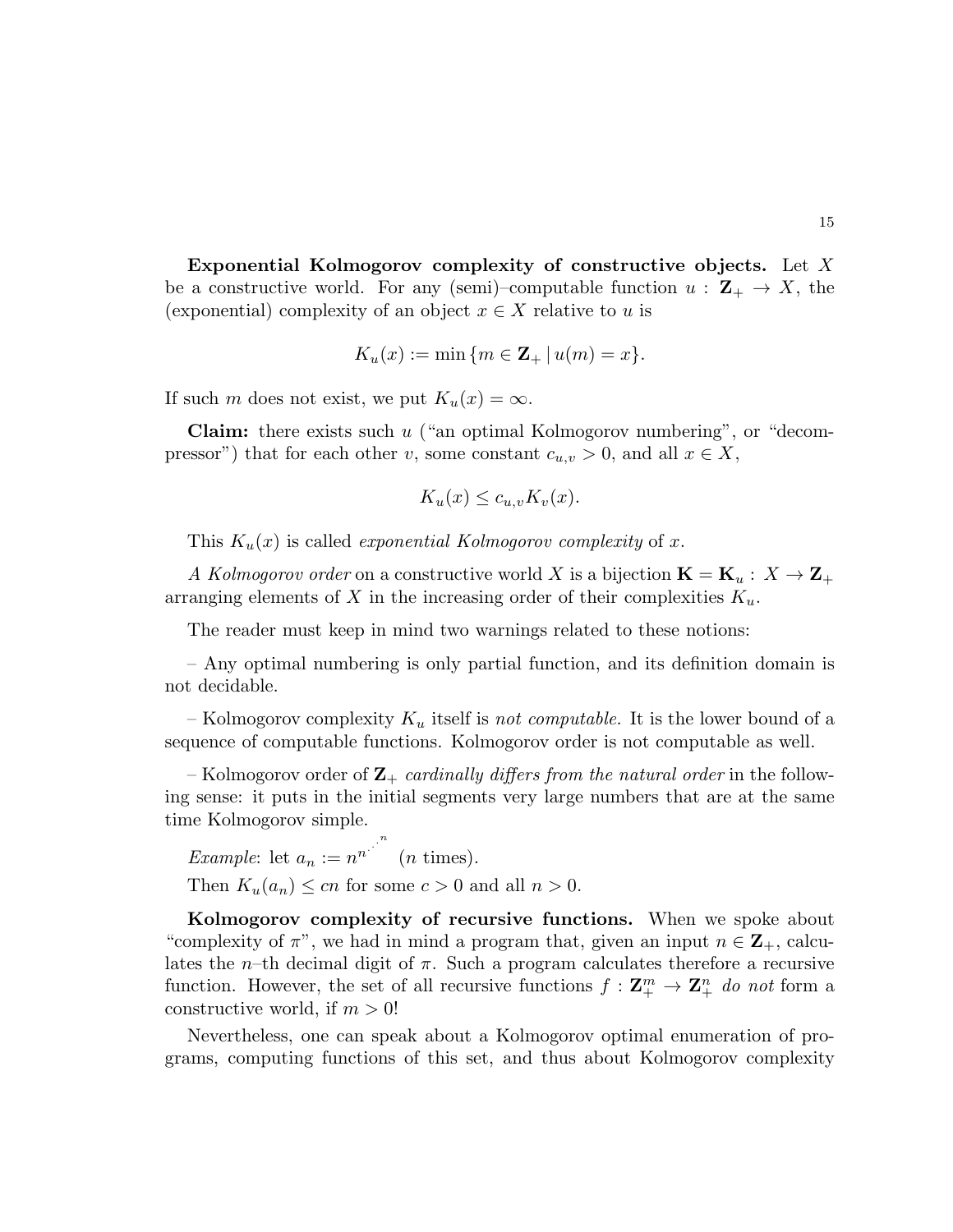**Exponential Kolmogorov complexity of constructive objects.** Let $X$ be a constructive world. For any (semi)–computable function $u : \mathbf{Z}_+ \to X$, the (exponential) complexity of an object $x \in X$ relative to $u$ is

$$K_u(x) := \min \{m \in \mathbf{Z}_+ \,|\, u(m) = x\}.$$

If such $m$ does not exist, we put $K_u(x) = \infty$.

**Claim:** there exists such $u$ ("an optimal Kolmogorov numbering", or "decompressor") that for each other $v$, some constant $c_{u,v} > 0$, and all $x \in X$,

$$K_u(x) \le c_{u,v} K_v(x).$$

This $K_u(x)$ is called *exponential Kolmogorov complexity* of $x$.

*A Kolmogorov order* on a constructive world $X$ is a bijection $\mathbf{K} = \mathbf{K}_u : X \to \mathbf{Z}_+$ arranging elements of $X$ in the increasing order of their complexities $K_u$.

The reader must keep in mind two warnings related to these notions:

– Any optimal numbering is only partial function, and its definition domain is not decidable.

– Kolmogorov complexity $K_u$ itself is *not computable.* It is the lower bound of a sequence of computable functions. Kolmogorov order is not computable as well.

– Kolmogorov order of $\mathbf{Z}_+$ *cardinally differs from the natural order* in the following sense: it puts in the initial segments very large numbers that are at the same time Kolmogorov simple.

*Example*: let $a_n := n^{n^{\cdot^{\cdot^{\cdot^{n}}}}}$ ($n$ times).

Then $K_u(a_n) \le cn$ for some $c > 0$ and all $n > 0$.

**Kolmogorov complexity of recursive functions.** When we spoke about "complexity of $\pi$", we had in mind a program that, given an input $n \in \mathbf{Z}_+$, calculates the $n$–th decimal digit of $\pi$. Such a program calculates therefore a recursive function. However, the set of all recursive functions $f : \mathbf{Z}_+^m \to \mathbf{Z}_+^n$ *do not* form a constructive world, if $m > 0$!

Nevertheless, one can speak about a Kolmogorov optimal enumeration of programs, computing functions of this set, and thus about Kolmogorov complexity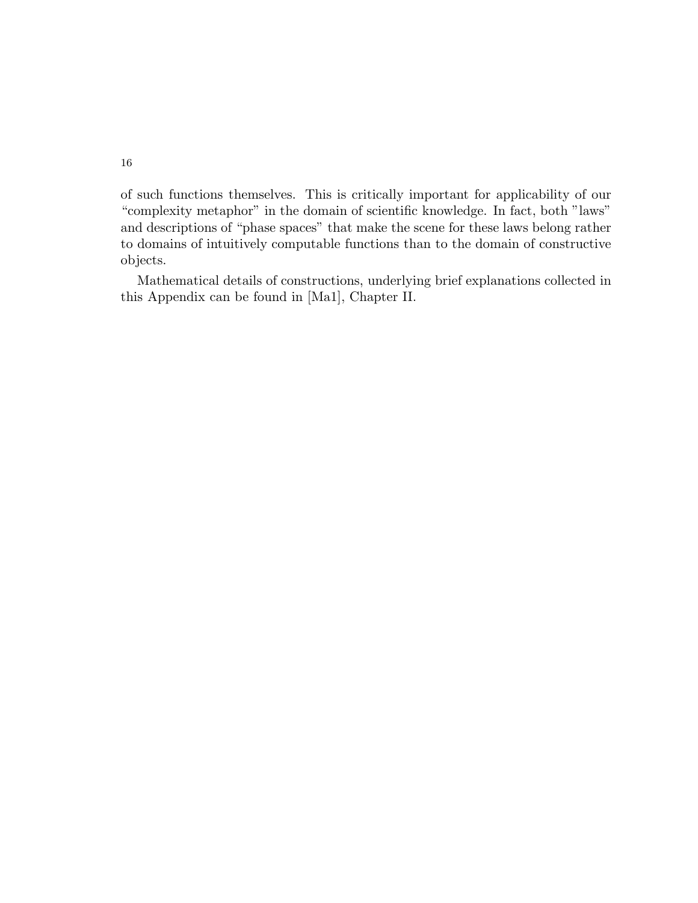of such functions themselves. This is critically important for applicability of our "complexity metaphor" in the domain of scientific knowledge. In fact, both "laws" and descriptions of "phase spaces" that make the scene for these laws belong rather to domains of intuitively computable functions than to the domain of constructive objects.

Mathematical details of constructions, underlying brief explanations collected in this Appendix can be found in [Ma1], Chapter II.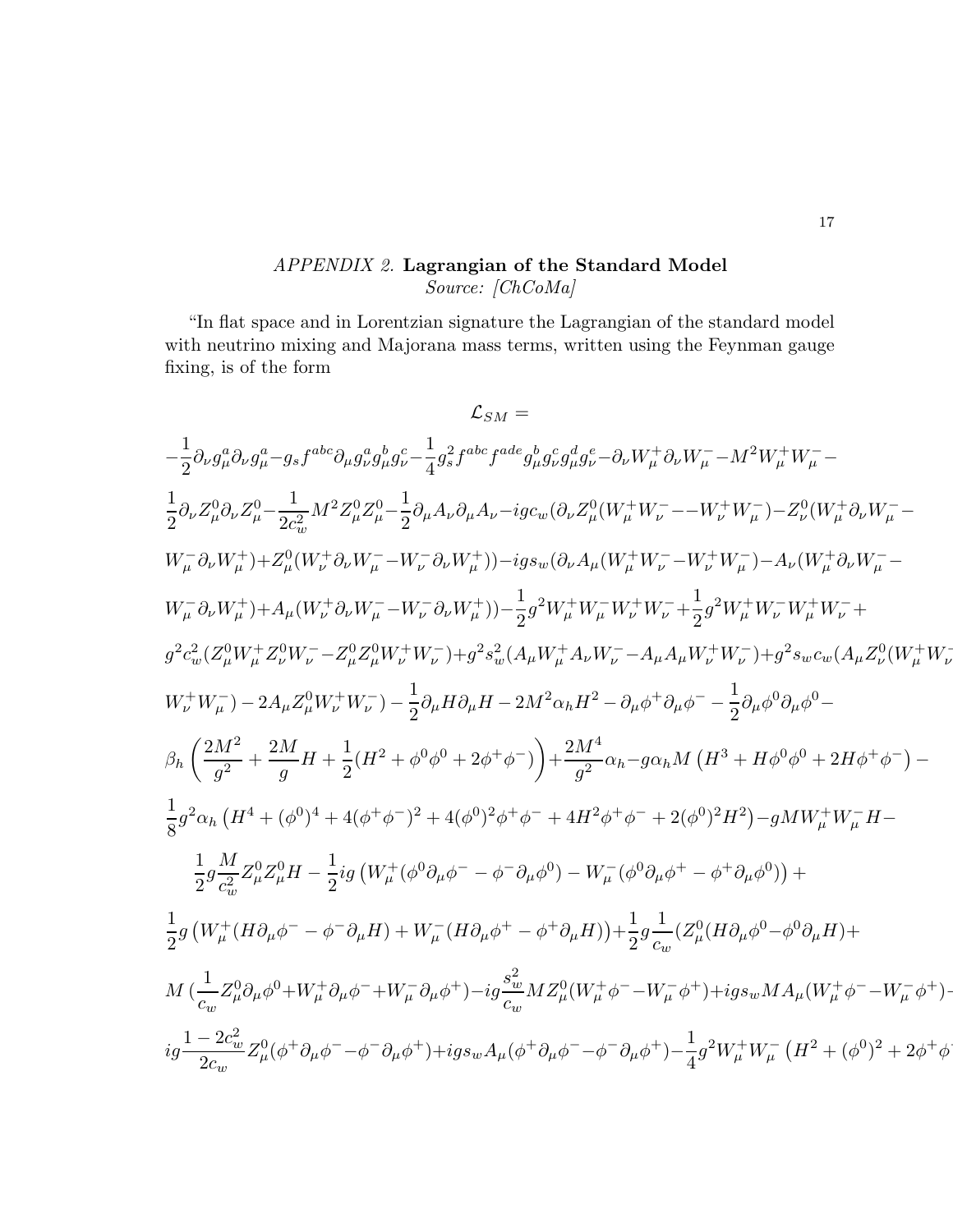*APPENDIX 2.* **Lagrangian of the Standard Model**
*Source: [ChCoMa]*

"In flat space and in Lorentzian signature the Lagrangian of the standard model with neutrino mixing and Majorana mass terms, written using the Feynman gauge fixing, is of the form

$$\mathcal{L}_{SM} =$$

$$-\frac{1}{2}\partial_\nu g^a_\mu \partial_\nu g^a_\mu - g_s f^{abc}\partial_\mu g^a_\nu g^b_\mu g^c_\nu - \frac{1}{4}g_s^2 f^{abc}f^{ade}g^b_\mu g^c_\nu g^d_\mu g^e_\nu - \partial_\nu W^+_\mu \partial_\nu W^-_\mu - M^2 W^+_\mu W^-_\mu -$$

$$\frac{1}{2}\partial_\nu Z^0_\mu \partial_\nu Z^0_\mu - \frac{1}{2c_w^2}M^2 Z^0_\mu Z^0_\mu - \frac{1}{2}\partial_\mu A_\nu \partial_\mu A_\nu - igc_w(\partial_\nu Z^0_\mu(W^+_\mu W^-_\nu - - W^+_\nu W^-_\mu) - Z^0_\nu(W^+_\mu \partial_\nu W^-_\mu -$$

$$W^-_\mu \partial_\nu W^+_\mu) + Z^0_\mu(W^+_\nu \partial_\nu W^-_\mu - W^-_\nu \partial_\nu W^+_\mu)) - igs_w(\partial_\nu A_\mu(W^+_\mu W^-_\nu - W^+_\nu W^-_\mu) - A_\nu(W^+_\mu \partial_\nu W^-_\mu -$$

$$W^-_\mu \partial_\nu W^+_\mu) + A_\mu(W^+_\nu \partial_\nu W^-_\mu - W^-_\nu \partial_\nu W^+_\mu)) - \frac{1}{2}g^2 W^+_\mu W^-_\mu W^+_\nu W^-_\nu + \frac{1}{2}g^2 W^+_\mu W^-_\nu W^+_\mu W^-_\nu +$$

$$g^2 c_w^2(Z^0_\mu W^+_\mu Z^0_\nu W^-_\nu - Z^0_\mu Z^0_\mu W^+_\nu W^-_\nu) + g^2 s_w^2(A_\mu W^+_\mu A_\nu W^-_\nu - A_\mu A_\mu W^+_\nu W^-_\nu) + g^2 s_w c_w(A_\mu Z^0_\nu(W^+_\mu W^-_\nu -$$

$$W^+_\nu W^-_\mu) - 2A_\mu Z^0_\mu W^+_\nu W^-_\nu) - \frac{1}{2}\partial_\mu H \partial_\mu H - 2M^2\alpha_h H^2 - \partial_\mu \phi^+ \partial_\mu \phi^- - \frac{1}{2}\partial_\mu \phi^0 \partial_\mu \phi^0 -$$

$$\beta_h\left(\frac{2M^2}{g^2} + \frac{2M}{g}H + \frac{1}{2}(H^2 + \phi^0\phi^0 + 2\phi^+\phi^-)\right) + \frac{2M^4}{g^2}\alpha_h - g\alpha_h M\left(H^3 + H\phi^0\phi^0 + 2H\phi^+\phi^-\right) -$$

$$\frac{1}{8}g^2\alpha_h\left(H^4 + (\phi^0)^4 + 4(\phi^+\phi^-)^2 + 4(\phi^0)^2\phi^+\phi^- + 4H^2\phi^+\phi^- + 2(\phi^0)^2H^2\right) - gMW^+_\mu W^-_\mu H -$$

$$\frac{1}{2}g\frac{M}{c_w^2}Z^0_\mu Z^0_\mu H - \frac{1}{2}ig\left(W^+_\mu(\phi^0\partial_\mu\phi^- - \phi^-\partial_\mu\phi^0) - W^-_\mu(\phi^0\partial_\mu\phi^+ - \phi^+\partial_\mu\phi^0)\right) +$$

$$\frac{1}{2}g\left(W^+_\mu(H\partial_\mu\phi^- - \phi^-\partial_\mu H) + W^-_\mu(H\partial_\mu\phi^+ - \phi^+\partial_\mu H)\right) + \frac{1}{2}g\frac{1}{c_w}(Z^0_\mu(H\partial_\mu\phi^0 - \phi^0\partial_\mu H) +$$

$$M\,(\frac{1}{c_w}Z^0_\mu\partial_\mu\phi^0 + W^+_\mu\partial_\mu\phi^- + W^-_\mu\partial_\mu\phi^+) - ig\frac{s_w^2}{c_w}MZ^0_\mu(W^+_\mu\phi^- - W^-_\mu\phi^+) + igs_w MA_\mu(W^+_\mu\phi^- - W^-_\mu\phi^+) -$$

$$ig\frac{1-2c_w^2}{2c_w}Z^0_\mu(\phi^+\partial_\mu\phi^- - \phi^-\partial_\mu\phi^+) + igs_w A_\mu(\phi^+\partial_\mu\phi^- - \phi^-\partial_\mu\phi^+) - \frac{1}{4}g^2 W^+_\mu W^-_\mu\left(H^2 + (\phi^0)^2 + 2\phi^+\phi^-\right)$$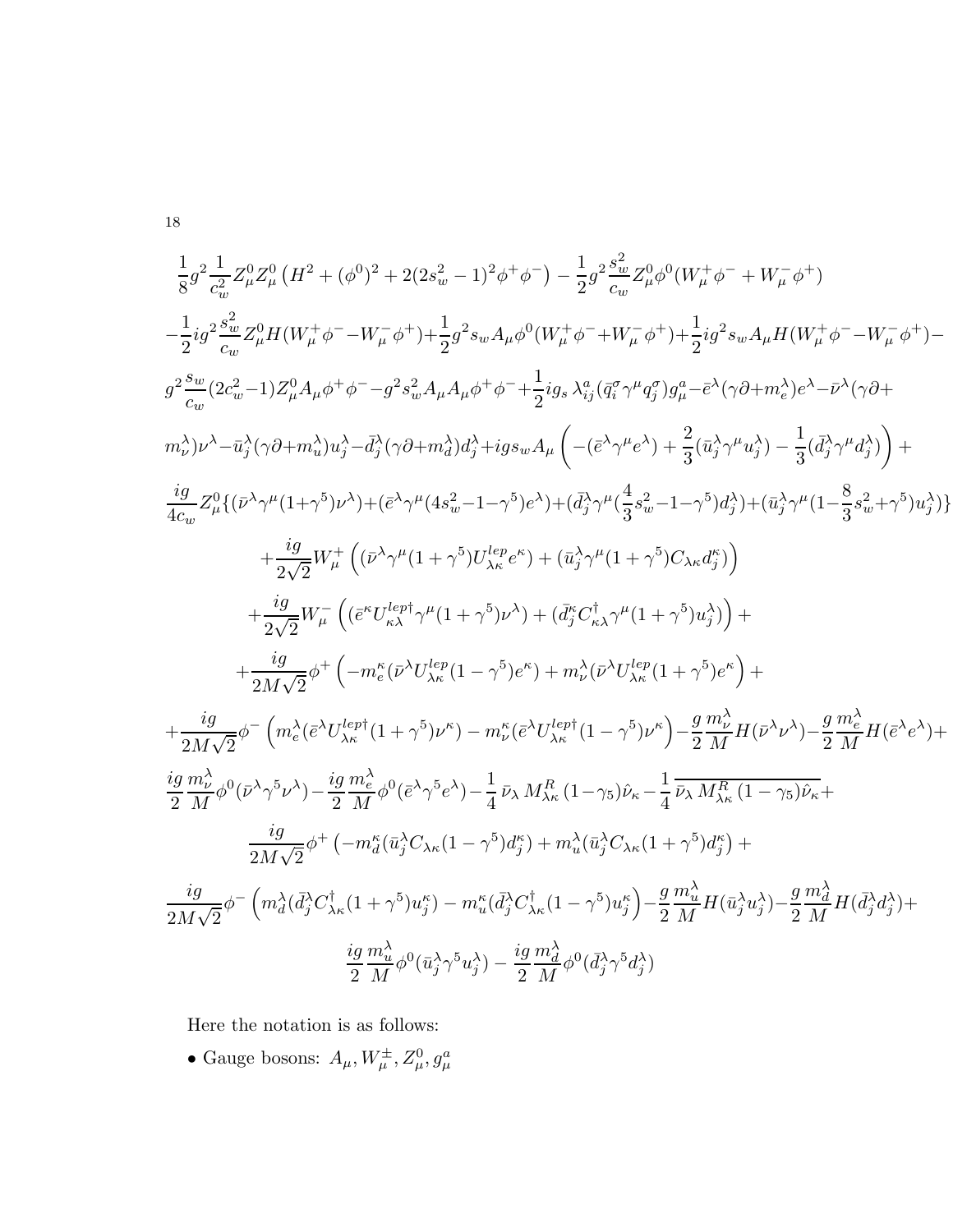$$
\frac{1}{8}g^2\frac{1}{c_w^2}Z_\mu^0 Z_\mu^0\left(H^2+(\phi^0)^2+2(2s_w^2-1)^2\phi^+\phi^-\right)-\frac{1}{2}g^2\frac{s_w^2}{c_w}Z_\mu^0\phi^0(W_\mu^+\phi^-+W_\mu^-\phi^+)
$$

$$
-\frac{1}{2}ig^2\frac{s_w^2}{c_w}Z_\mu^0 H(W_\mu^+\phi^- - W_\mu^-\phi^+)+\frac{1}{2}g^2 s_w A_\mu\phi^0(W_\mu^+\phi^-+W_\mu^-\phi^+)+\frac{1}{2}ig^2 s_w A_\mu H(W_\mu^+\phi^- - W_\mu^-\phi^+)-
$$

$$
g^2\frac{s_w}{c_w}(2c_w^2-1)Z_\mu^0 A_\mu\phi^+\phi^- - g^2 s_w^2 A_\mu A_\mu\phi^+\phi^- + \frac{1}{2}ig_s\,\lambda_{ij}^a(\bar{q}_i^\sigma\gamma^\mu q_j^\sigma)g_\mu^a - \bar{e}^\lambda(\gamma\partial+m_e^\lambda)e^\lambda - \bar{\nu}^\lambda(\gamma\partial+
$$

$$
m_\nu^\lambda)\nu^\lambda - \bar{u}_j^\lambda(\gamma\partial+m_u^\lambda)u_j^\lambda - \bar{d}_j^\lambda(\gamma\partial+m_d^\lambda)d_j^\lambda + igs_w A_\mu\left(-(\bar{e}^\lambda\gamma^\mu e^\lambda)+\frac{2}{3}(\bar{u}_j^\lambda\gamma^\mu u_j^\lambda)-\frac{1}{3}(\bar{d}_j^\lambda\gamma^\mu d_j^\lambda)\right)+
$$

$$
\frac{ig}{4c_w}Z_\mu^0\{(\bar{\nu}^\lambda\gamma^\mu(1+\gamma^5)\nu^\lambda)+(\bar{e}^\lambda\gamma^\mu(4s_w^2-1-\gamma^5)e^\lambda)+(\bar{d}_j^\lambda\gamma^\mu(\frac{4}{3}s_w^2-1-\gamma^5)d_j^\lambda)+(\bar{u}_j^\lambda\gamma^\mu(1-\frac{8}{3}s_w^2+\gamma^5)u_j^\lambda)\}
$$

$$
+\frac{ig}{2\sqrt{2}}W_\mu^+\left((\bar{\nu}^\lambda\gamma^\mu(1+\gamma^5)U_{\lambda\kappa}^{lep}e^\kappa)+(\bar{u}_j^\lambda\gamma^\mu(1+\gamma^5)C_{\lambda\kappa}d_j^\kappa)\right)
$$

$$
+\frac{ig}{2\sqrt{2}}W_\mu^-\left((\bar{e}^\kappa U_{\kappa\lambda}^{lep\dagger}\gamma^\mu(1+\gamma^5)\nu^\lambda)+(\bar{d}_j^\kappa C_{\kappa\lambda}^\dagger\gamma^\mu(1+\gamma^5)u_j^\lambda)\right)+
$$

$$
+\frac{ig}{2M\sqrt{2}}\phi^+\left(-m_e^\kappa(\bar{\nu}^\lambda U_{\lambda\kappa}^{lep}(1-\gamma^5)e^\kappa)+m_\nu^\lambda(\bar{\nu}^\lambda U_{\lambda\kappa}^{lep}(1+\gamma^5)e^\kappa\right)+
$$

$$
+\frac{ig}{2M\sqrt{2}}\phi^-\left(m_e^\lambda(\bar{e}^\lambda U_{\lambda\kappa}^{lep\dagger}(1+\gamma^5)\nu^\kappa)-m_\nu^\kappa(\bar{e}^\lambda U_{\lambda\kappa}^{lep\dagger}(1-\gamma^5)\nu^\kappa\right)-\frac{g}{2}\frac{m_\nu^\lambda}{M}H(\bar{\nu}^\lambda\nu^\lambda)-\frac{g}{2}\frac{m_e^\lambda}{M}H(\bar{e}^\lambda e^\lambda)+
$$

$$
\frac{ig}{2}\frac{m_\nu^\lambda}{M}\phi^0(\bar{\nu}^\lambda\gamma^5\nu^\lambda)-\frac{ig}{2}\frac{m_e^\lambda}{M}\phi^0(\bar{e}^\lambda\gamma^5 e^\lambda)-\frac{1}{4}\,\bar{\nu}_\lambda\,M_{\lambda\kappa}^R\,(1-\gamma_5)\hat{\nu}_\kappa-\frac{1}{4}\,\overline{\bar{\nu}_\lambda\,M_{\lambda\kappa}^R\,(1-\gamma_5)\hat{\nu}_\kappa}+
$$

$$
\frac{ig}{2M\sqrt{2}}\phi^+\left(-m_d^\kappa(\bar{u}_j^\lambda C_{\lambda\kappa}(1-\gamma^5)d_j^\kappa)+m_u^\lambda(\bar{u}_j^\lambda C_{\lambda\kappa}(1+\gamma^5)d_j^\kappa\right)+
$$

$$
\frac{ig}{2M\sqrt{2}}\phi^-\left(m_d^\lambda(\bar{d}_j^\lambda C_{\lambda\kappa}^\dagger(1+\gamma^5)u_j^\kappa)-m_u^\kappa(\bar{d}_j^\lambda C_{\lambda\kappa}^\dagger(1-\gamma^5)u_j^\kappa\right)-\frac{g}{2}\frac{m_u^\lambda}{M}H(\bar{u}_j^\lambda u_j^\lambda)-\frac{g}{2}\frac{m_d^\lambda}{M}H(\bar{d}_j^\lambda d_j^\lambda)+
$$

$$
\frac{ig}{2}\frac{m_u^\lambda}{M}\phi^0(\bar{u}_j^\lambda\gamma^5 u_j^\lambda)-\frac{ig}{2}\frac{m_d^\lambda}{M}\phi^0(\bar{d}_j^\lambda\gamma^5 d_j^\lambda)
$$

Here the notation is as follows:

- Gauge bosons: $A_\mu, W_\mu^\pm, Z_\mu^0, g_\mu^a$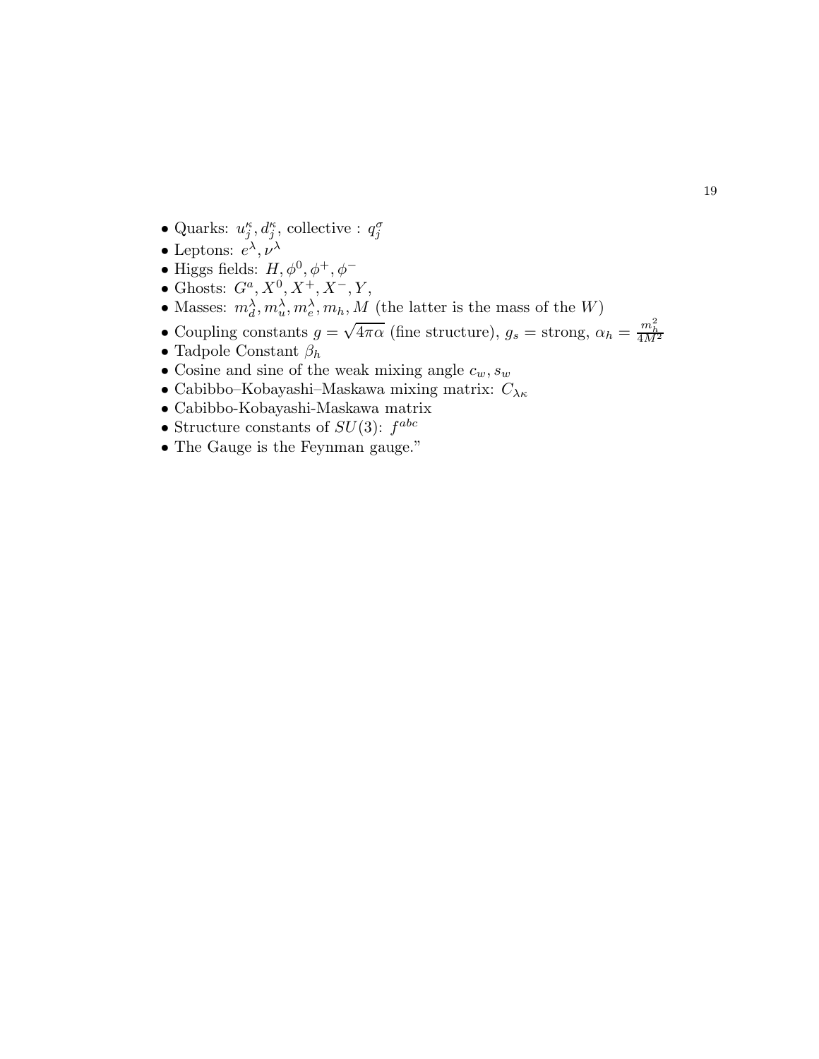- Quarks: $u^\kappa_j, d^\kappa_j$, collective : $q^\sigma_j$
- Leptons: $e^\lambda, \nu^\lambda$
- Higgs fields: $H, \phi^0, \phi^+, \phi^-$
- Ghosts: $G^a, X^0, X^+, X^-, Y,$
- Masses: $m^\lambda_d, m^\lambda_u, m^\lambda_e, m_h, M$ (the latter is the mass of the $W$)
- Coupling constants $g = \sqrt{4\pi\alpha}$ (fine structure), $g_s =$ strong, $\alpha_h = \frac{m_h^2}{4M^2}$
- Tadpole Constant $\beta_h$
- Cosine and sine of the weak mixing angle $c_w, s_w$
- Cabibbo–Kobayashi–Maskawa mixing matrix: $C_{\lambda\kappa}$
- Cabibbo-Kobayashi-Maskawa matrix
- Structure constants of $SU(3)$: $f^{abc}$
- The Gauge is the Feynman gauge."